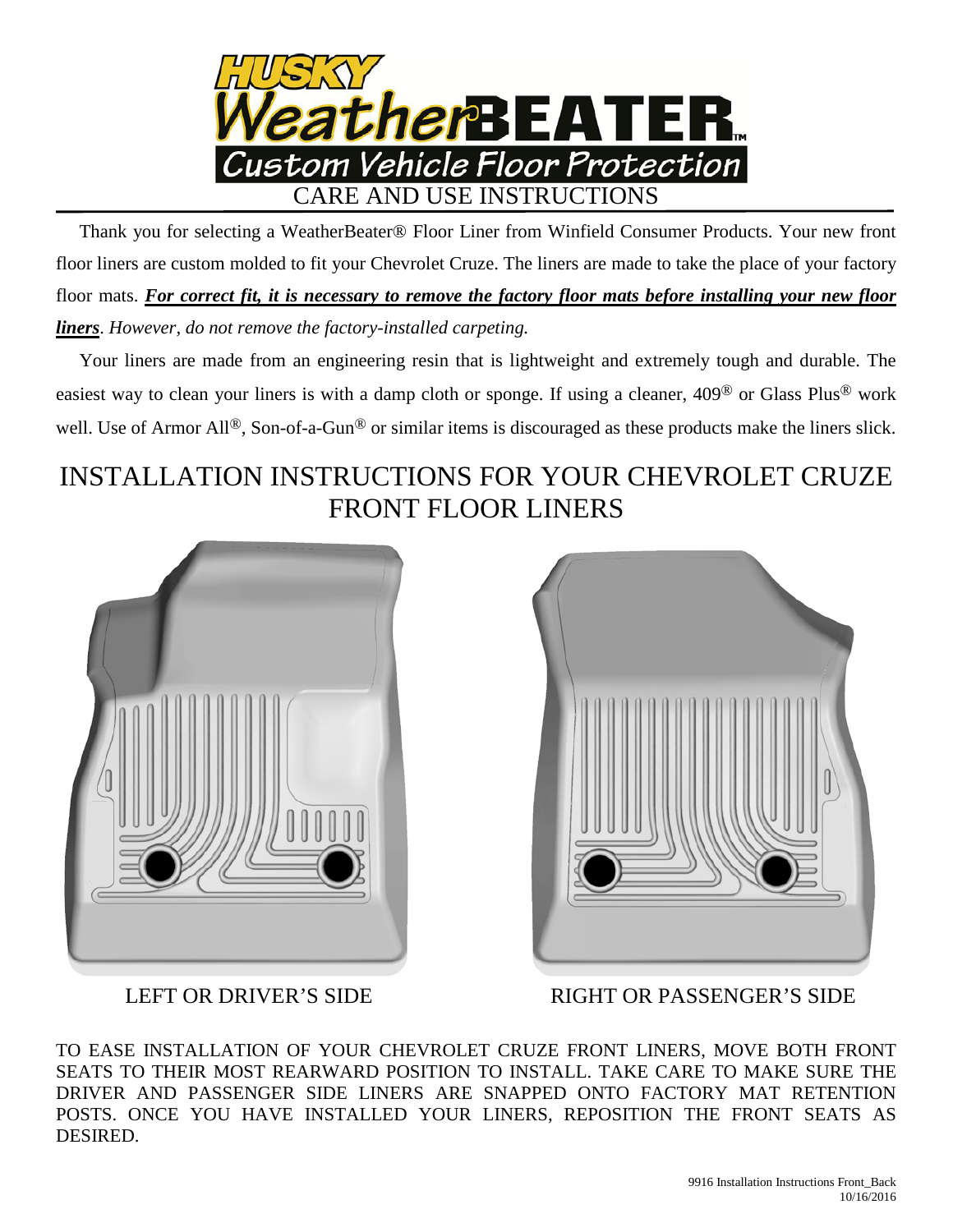# HUSKY WeatherBEATER™

## Custom Vehicle Floor Protection

## CARE AND USE INSTRUCTIONS

Thank you for selecting a WeatherBeater® Floor Liner from Winfield Consumer Products. Your new front floor liners are custom molded to fit your Chevrolet Cruze. The liners are made to take the place of your factory floor mats. ***For correct fit, it is necessary to remove the factory floor mats before installing your new floor liners***. *However, do not remove the factory-installed carpeting.*

Your liners are made from an engineering resin that is lightweight and extremely tough and durable. The easiest way to clean your liners is with a damp cloth or sponge. If using a cleaner, 409® or Glass Plus® work well. Use of Armor All®, Son-of-a-Gun® or similar items is discouraged as these products make the liners slick.

# INSTALLATION INSTRUCTIONS FOR YOUR CHEVROLET CRUZE FRONT FLOOR LINERS

LEFT OR DRIVER'S SIDE

RIGHT OR PASSENGER'S SIDE

TO EASE INSTALLATION OF YOUR CHEVROLET CRUZE FRONT LINERS, MOVE BOTH FRONT SEATS TO THEIR MOST REARWARD POSITION TO INSTALL. TAKE CARE TO MAKE SURE THE DRIVER AND PASSENGER SIDE LINERS ARE SNAPPED ONTO FACTORY MAT RETENTION POSTS. ONCE YOU HAVE INSTALLED YOUR LINERS, REPOSITION THE FRONT SEATS AS DESIRED.

9916 Installation Instructions Front_Back
10/16/2016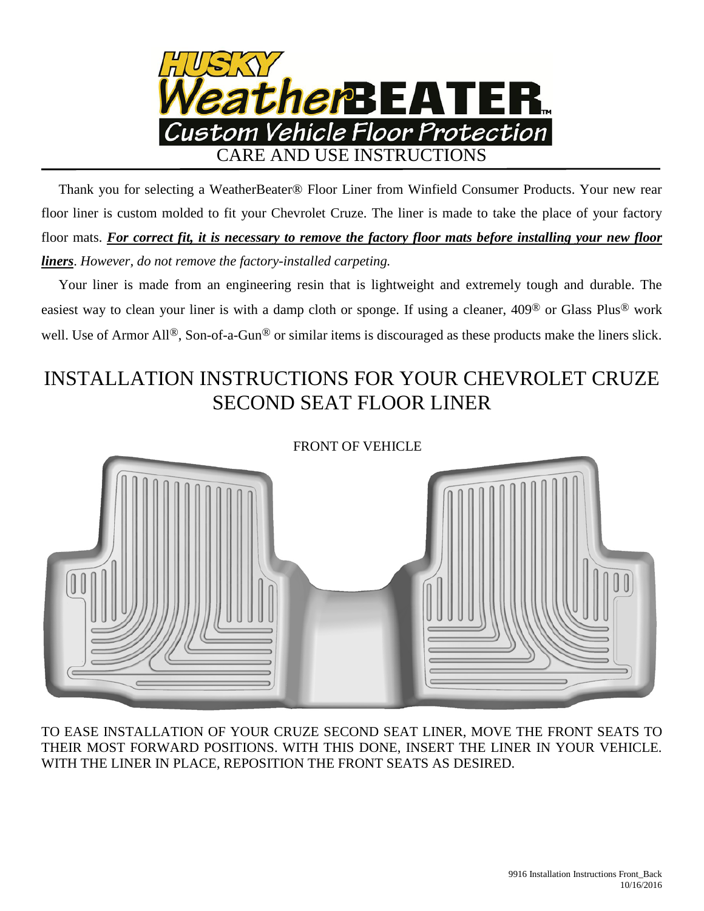# HUSKY WeatherBEATER™ Custom Vehicle Floor Protection

## CARE AND USE INSTRUCTIONS

Thank you for selecting a WeatherBeater® Floor Liner from Winfield Consumer Products. Your new rear floor liner is custom molded to fit your Chevrolet Cruze. The liner is made to take the place of your factory floor mats. ***For correct fit, it is necessary to remove the factory floor mats before installing your new floor liners***. *However, do not remove the factory-installed carpeting.*

Your liner is made from an engineering resin that is lightweight and extremely tough and durable. The easiest way to clean your liner is with a damp cloth or sponge. If using a cleaner, 409® or Glass Plus® work well. Use of Armor All®, Son-of-a-Gun® or similar items is discouraged as these products make the liners slick.

## INSTALLATION INSTRUCTIONS FOR YOUR CHEVROLET CRUZE SECOND SEAT FLOOR LINER

FRONT OF VEHICLE

TO EASE INSTALLATION OF YOUR CRUZE SECOND SEAT LINER, MOVE THE FRONT SEATS TO THEIR MOST FORWARD POSITIONS. WITH THIS DONE, INSERT THE LINER IN YOUR VEHICLE. WITH THE LINER IN PLACE, REPOSITION THE FRONT SEATS AS DESIRED.

9916 Installation Instructions Front_Back
10/16/2016